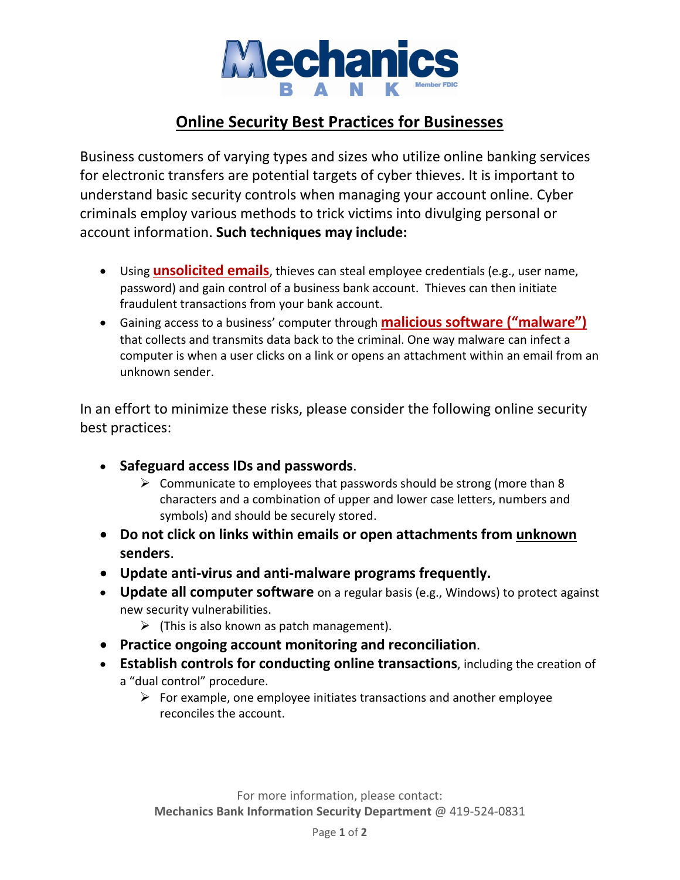# Mechanics Bank

Member FDIC

## Online Security Best Practices for Businesses

Business customers of varying types and sizes who utilize online banking services for electronic transfers are potential targets of cyber thieves. It is important to understand basic security controls when managing your account online. Cyber criminals employ various methods to trick victims into divulging personal or account information. **Such techniques may include:**

- Using **unsolicited emails**, thieves can steal employee credentials (e.g., user name, password) and gain control of a business bank account. Thieves can then initiate fraudulent transactions from your bank account.
- Gaining access to a business' computer through **malicious software ("malware")** that collects and transmits data back to the criminal. One way malware can infect a computer is when a user clicks on a link or opens an attachment within an email from an unknown sender.

In an effort to minimize these risks, please consider the following online security best practices:

- **Safeguard access IDs and passwords**.
  - Communicate to employees that passwords should be strong (more than 8 characters and a combination of upper and lower case letters, numbers and symbols) and should be securely stored.
- **Do not click on links within emails or open attachments from unknown senders**.
- **Update anti-virus and anti-malware programs frequently.**
- **Update all computer software** on a regular basis (e.g., Windows) to protect against new security vulnerabilities.
  - (This is also known as patch management).
- **Practice ongoing account monitoring and reconciliation**.
- **Establish controls for conducting online transactions**, including the creation of a "dual control" procedure.
  - For example, one employee initiates transactions and another employee reconciles the account.

For more information, please contact:
**Mechanics Bank Information Security Department** @ 419-524-0831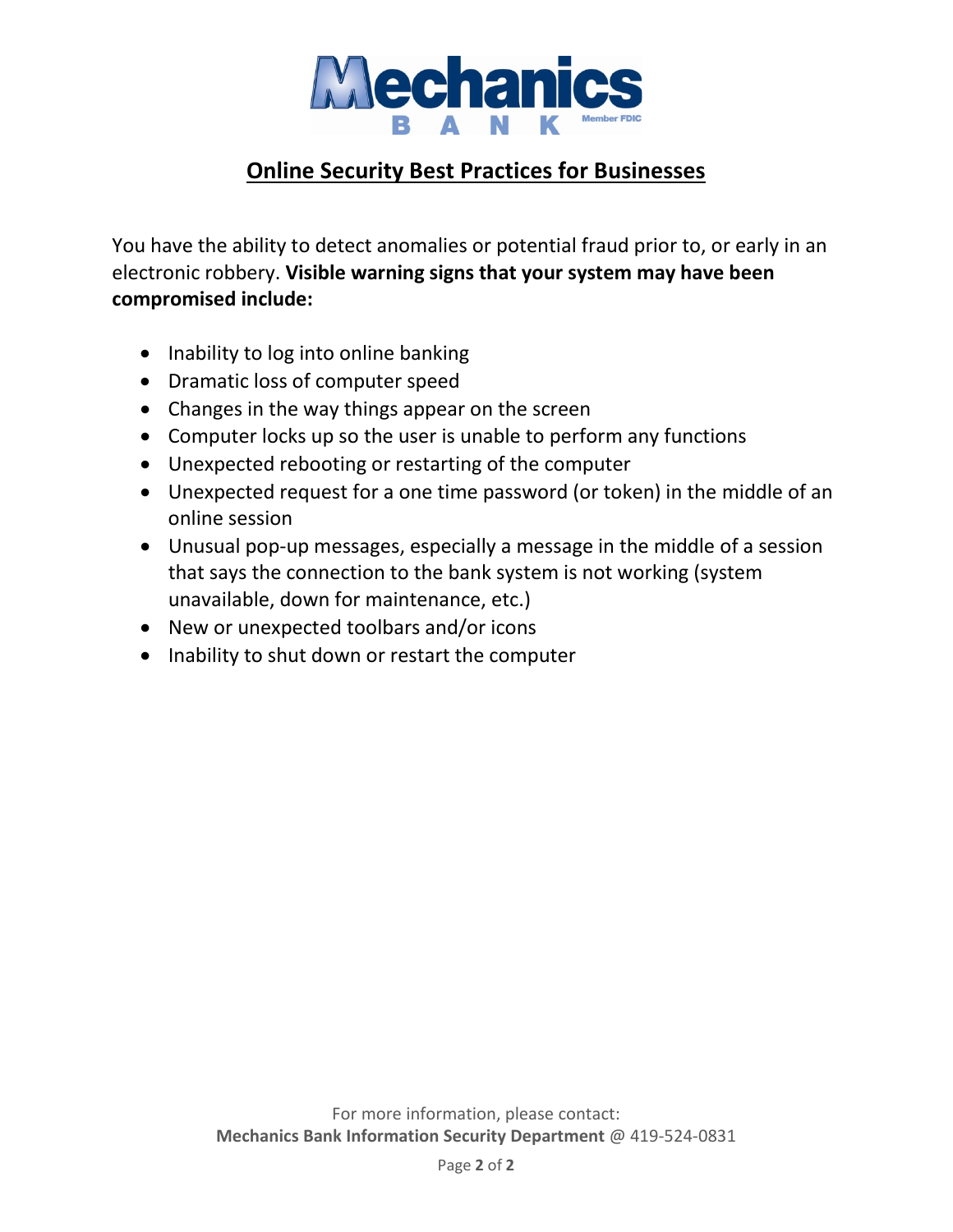# Mechanics BANK

Member FDIC

## Online Security Best Practices for Businesses

You have the ability to detect anomalies or potential fraud prior to, or early in an electronic robbery. **Visible warning signs that your system may have been compromised include:**

- Inability to log into online banking
- Dramatic loss of computer speed
- Changes in the way things appear on the screen
- Computer locks up so the user is unable to perform any functions
- Unexpected rebooting or restarting of the computer
- Unexpected request for a one time password (or token) in the middle of an online session
- Unusual pop-up messages, especially a message in the middle of a session that says the connection to the bank system is not working (system unavailable, down for maintenance, etc.)
- New or unexpected toolbars and/or icons
- Inability to shut down or restart the computer

For more information, please contact:
**Mechanics Bank Information Security Department** @ 419-524-0831